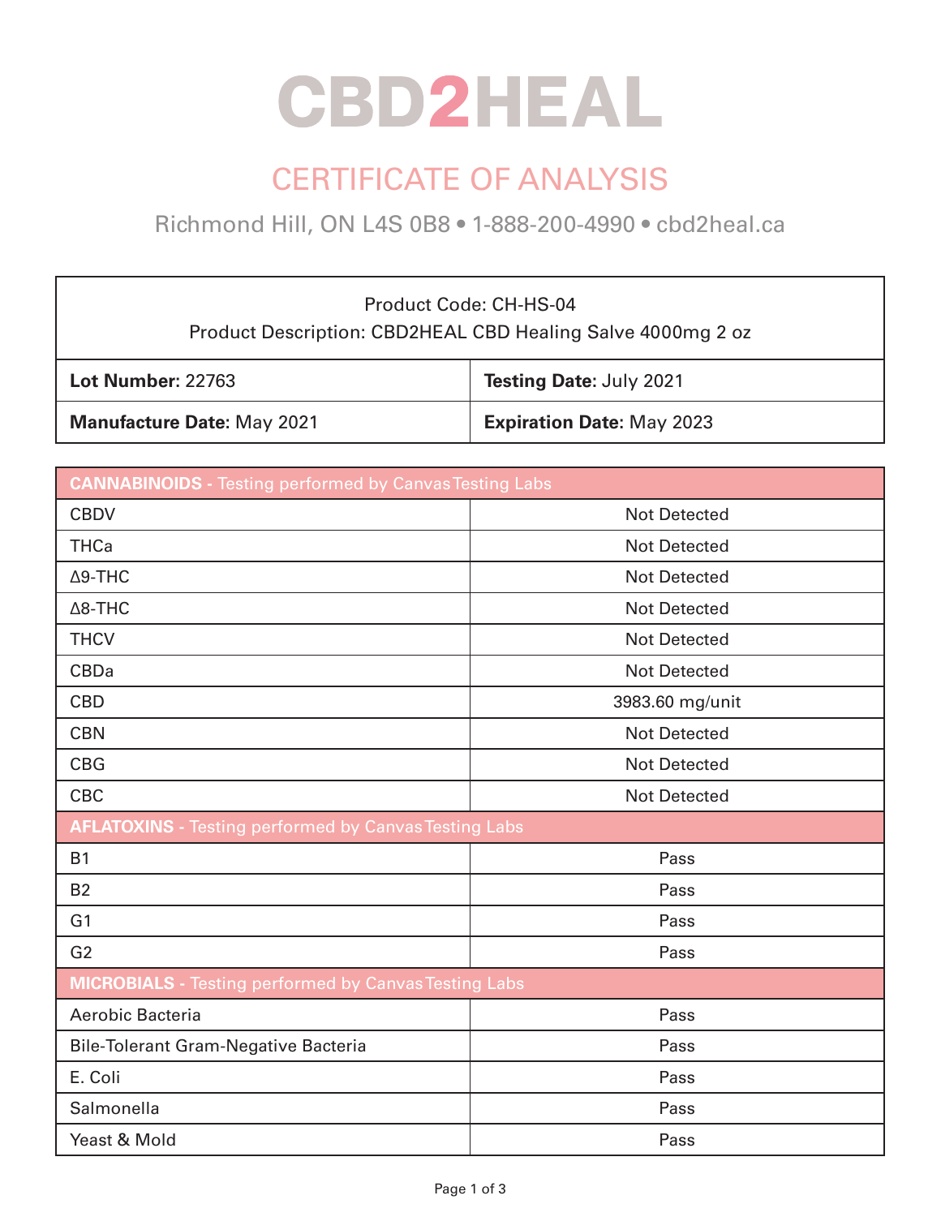# CBD2HEAL

## CERTIFICATE OF ANALYSIS

Richmond Hill, ON L4S 0B8 • 1-888-200-4990 • cbd2heal.ca

| Product Code: CH-HS-04<br>Product Description: CBD2HEAL CBD Healing Salve 4000mg 2 oz | |
|---|---|
| **Lot Number:** 22763 | **Testing Date:** July 2021 |
| **Manufacture Date:** May 2021 | **Expiration Date:** May 2023 |

| **CANNABINOIDS** - Testing performed by Canvas Testing Labs | |
|---|---|
| CBDV | Not Detected |
| THCa | Not Detected |
| Δ9-THC | Not Detected |
| Δ8-THC | Not Detected |
| THCV | Not Detected |
| CBDa | Not Detected |
| CBD | 3983.60 mg/unit |
| CBN | Not Detected |
| CBG | Not Detected |
| CBC | Not Detected |
| **AFLATOXINS** - Testing performed by Canvas Testing Labs | |
| B1 | Pass |
| B2 | Pass |
| G1 | Pass |
| G2 | Pass |
| **MICROBIALS** - Testing performed by Canvas Testing Labs | |
| Aerobic Bacteria | Pass |
| Bile-Tolerant Gram-Negative Bacteria | Pass |
| E. Coli | Pass |
| Salmonella | Pass |
| Yeast & Mold | Pass |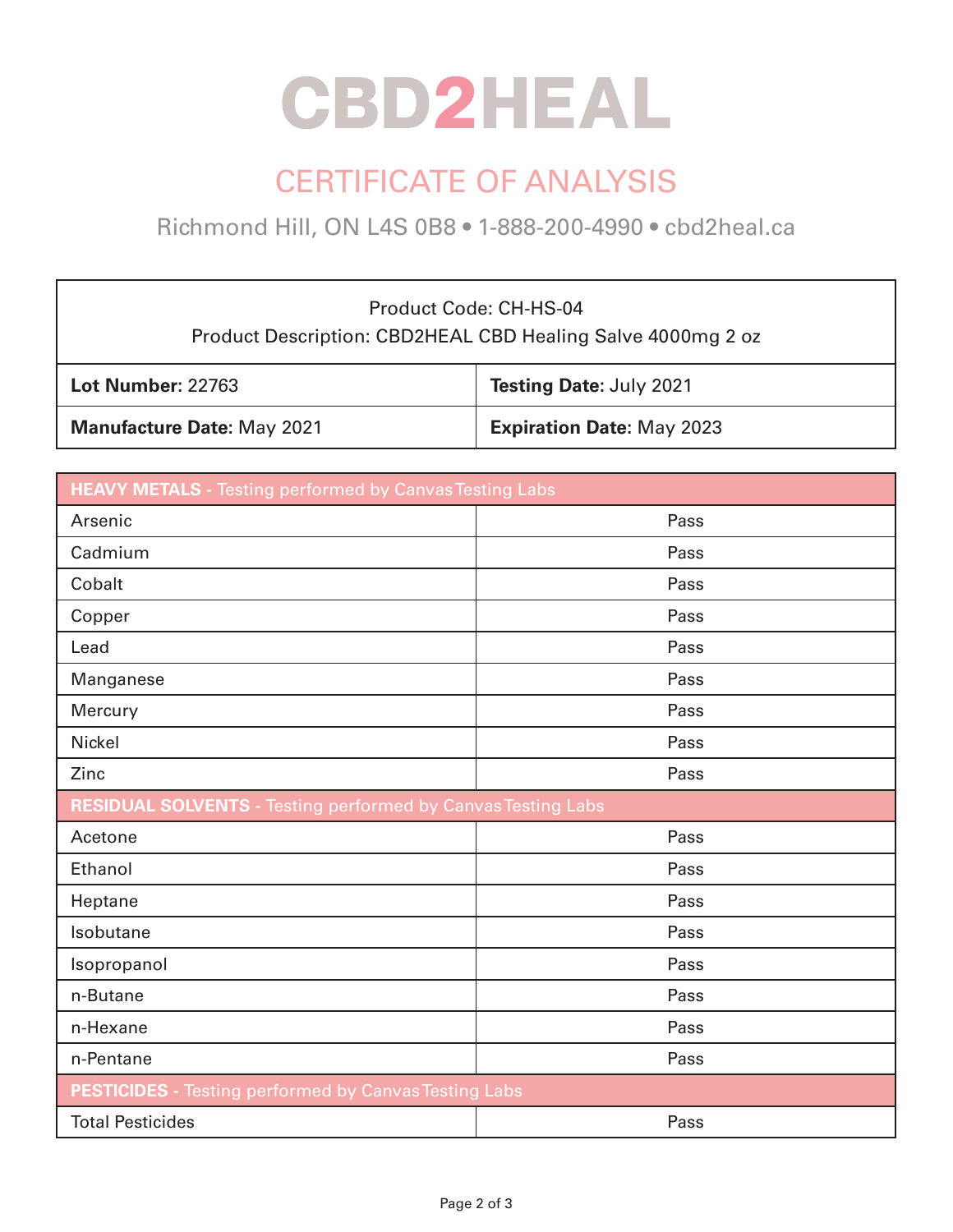# CBD2HEAL

## CERTIFICATE OF ANALYSIS

Richmond Hill, ON L4S 0B8 • 1-888-200-4990 • cbd2heal.ca

Product Code: CH-HS-04
Product Description: CBD2HEAL CBD Healing Salve 4000mg 2 oz

| **Lot Number:** 22763 | **Testing Date:** July 2021 |
|---|---|
| **Manufacture Date:** May 2021 | **Expiration Date:** May 2023 |

| **HEAVY METALS -** Testing performed by Canvas Testing Labs | |
|---|---|
| Arsenic | Pass |
| Cadmium | Pass |
| Cobalt | Pass |
| Copper | Pass |
| Lead | Pass |
| Manganese | Pass |
| Mercury | Pass |
| Nickel | Pass |
| Zinc | Pass |
| **RESIDUAL SOLVENTS -** Testing performed by Canvas Testing Labs | |
| Acetone | Pass |
| Ethanol | Pass |
| Heptane | Pass |
| Isobutane | Pass |
| Isopropanol | Pass |
| n-Butane | Pass |
| n-Hexane | Pass |
| n-Pentane | Pass |
| **PESTICIDES -** Testing performed by Canvas Testing Labs | |
| Total Pesticides | Pass |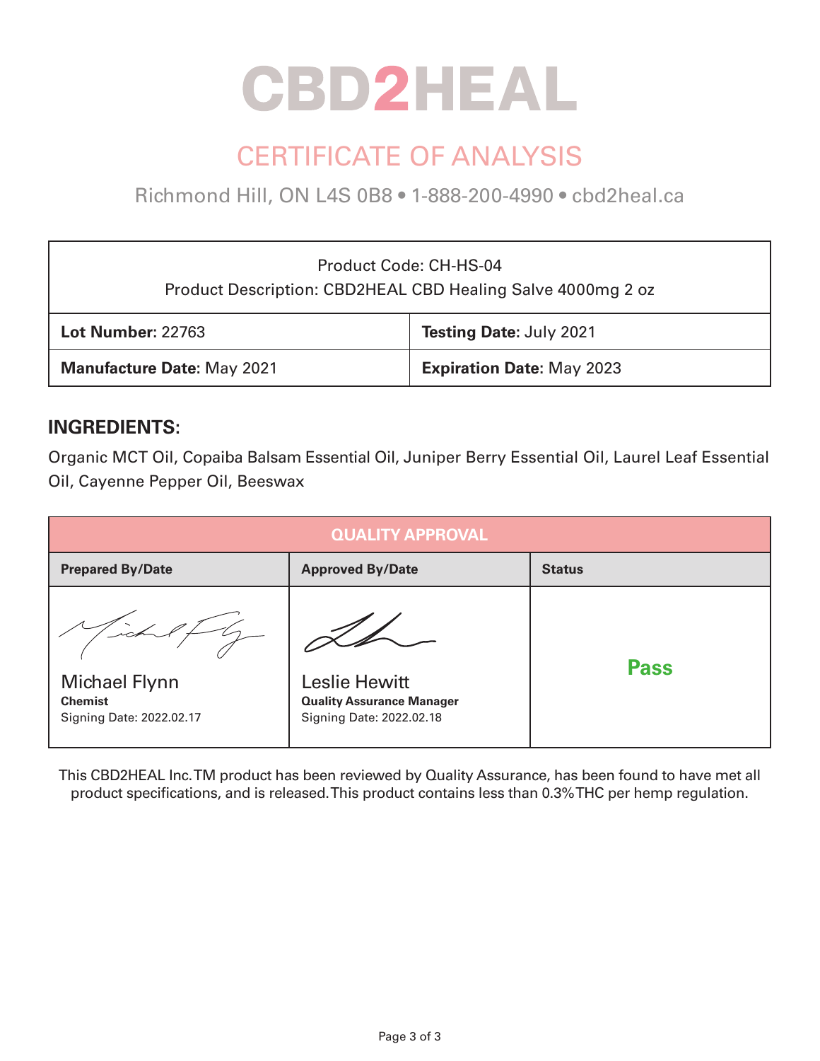# CBD2HEAL

## CERTIFICATE OF ANALYSIS

Richmond Hill, ON L4S 0B8 • 1-888-200-4990 • cbd2heal.ca

| Product Code: CH-HS-04<br>Product Description: CBD2HEAL CBD Healing Salve 4000mg 2 oz | |
|---|---|
| **Lot Number**: 22763 | **Testing Date**: July 2021 |
| **Manufacture Date**: May 2021 | **Expiration Date**: May 2023 |

## INGREDIENTS:

Organic MCT Oil, Copaiba Balsam Essential Oil, Juniper Berry Essential Oil, Laurel Leaf Essential Oil, Cayenne Pepper Oil, Beeswax

| QUALITY APPROVAL | | |
|---|---|---|
| **Prepared By/Date** | **Approved By/Date** | **Status** |
| Michael Flynn<br>**Chemist**<br>Signing Date: 2022.02.17 | Leslie Hewitt<br>**Quality Assurance Manager**<br>Signing Date: 2022.02.18 | **Pass** |

This CBD2HEAL Inc.TM product has been reviewed by Quality Assurance, has been found to have met all product specifications, and is released. This product contains less than 0.3% THC per hemp regulation.